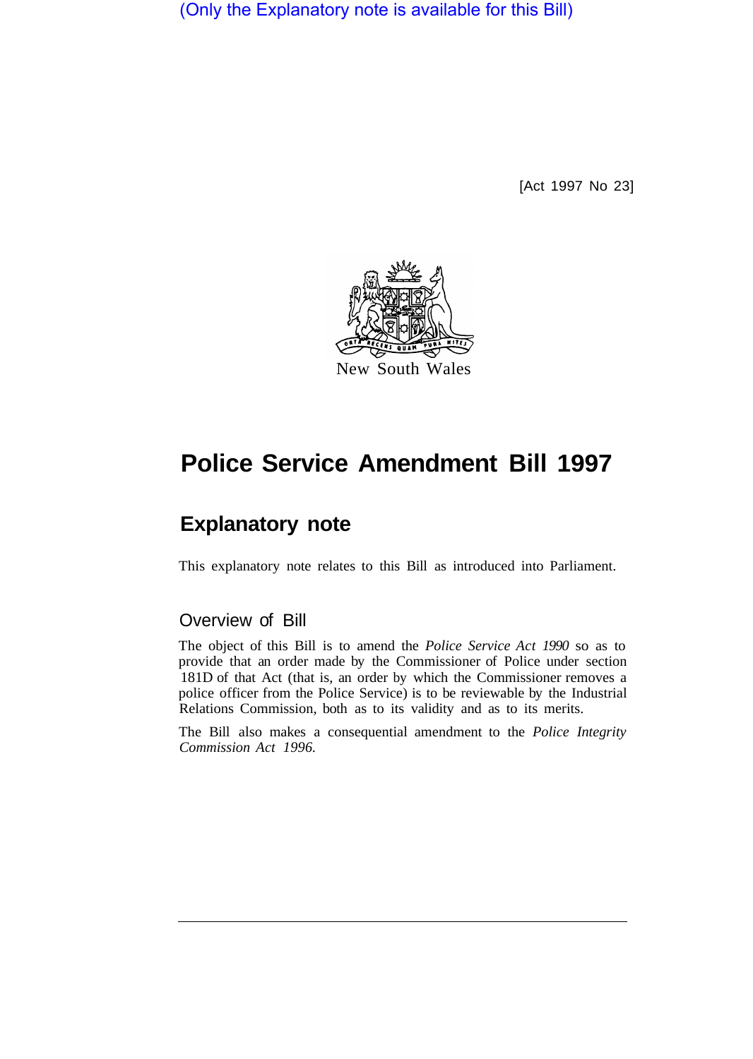(Only the Explanatory note is available for this Bill)

[Act 1997 No 23]

New South Wales

# Police Service Amendment Bill 1997

## Explanatory note

This explanatory note relates to this Bill as introduced into Parliament.

### Overview of Bill

The object of this Bill is to amend the *Police Service Act 1990* so as to provide that an order made by the Commissioner of Police under section 181D of that Act (that is, an order by which the Commissioner removes a police officer from the Police Service) is to be reviewable by the Industrial Relations Commission, both as to its validity and as to its merits.

The Bill also makes a consequential amendment to the *Police Integrity Commission Act 1996.*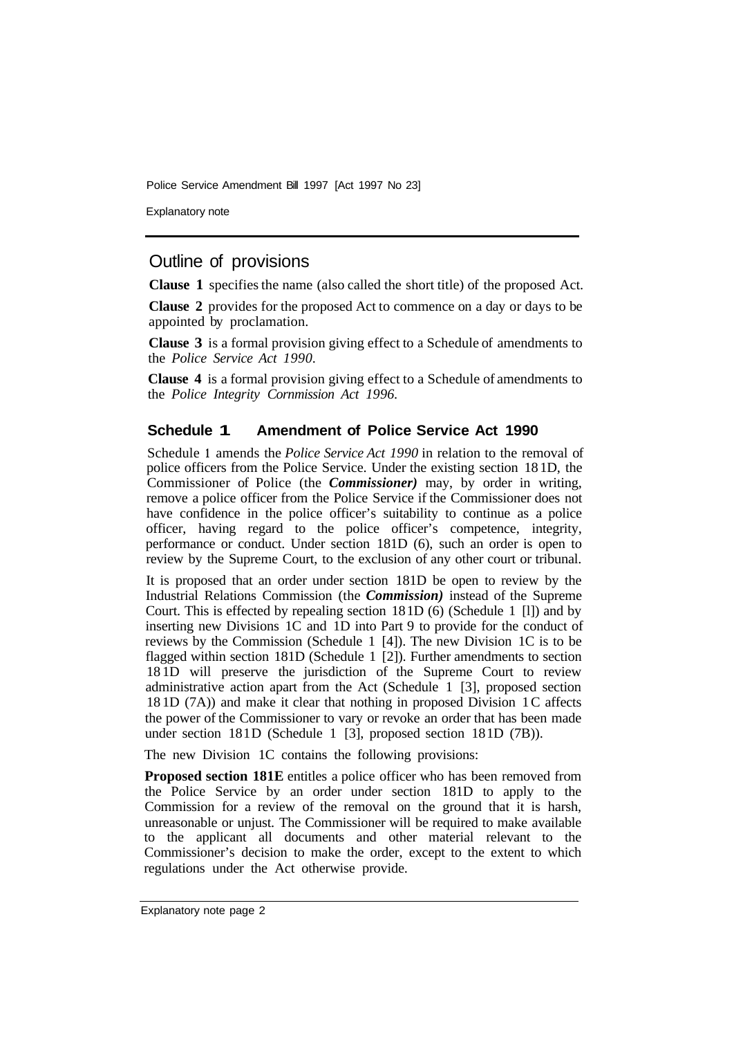## Outline of provisions

**Clause 1** specifies the name (also called the short title) of the proposed Act.

**Clause 2** provides for the proposed Act to commence on a day or days to be appointed by proclamation.

**Clause 3** is a formal provision giving effect to a Schedule of amendments to the *Police Service Act 1990*.

**Clause 4** is a formal provision giving effect to a Schedule of amendments to the *Police Integrity Cornmission Act 1996*.

### Schedule 1 Amendment of Police Service Act 1990

Schedule 1 amends the *Police Service Act 1990* in relation to the removal of police officers from the Police Service. Under the existing section 181D, the Commissioner of Police (the ***Commissioner)*** may, by order in writing, remove a police officer from the Police Service if the Commissioner does not have confidence in the police officer's suitability to continue as a police officer, having regard to the police officer's competence, integrity, performance or conduct. Under section 181D (6), such an order is open to review by the Supreme Court, to the exclusion of any other court or tribunal.

It is proposed that an order under section 181D be open to review by the Industrial Relations Commission (the ***Commission)*** instead of the Supreme Court. This is effected by repealing section 181D (6) (Schedule 1 [l]) and by inserting new Divisions 1C and 1D into Part 9 to provide for the conduct of reviews by the Commission (Schedule 1 [4]). The new Division 1C is to be flagged within section 181D (Schedule 1 [2]). Further amendments to section 181D will preserve the jurisdiction of the Supreme Court to review administrative action apart from the Act (Schedule 1 [3], proposed section 181D (7A)) and make it clear that nothing in proposed Division 1C affects the power of the Commissioner to vary or revoke an order that has been made under section 181D (Schedule 1 [3], proposed section 181D (7B)).

The new Division 1C contains the following provisions:

**Proposed section 181E** entitles a police officer who has been removed from the Police Service by an order under section 181D to apply to the Commission for a review of the removal on the ground that it is harsh, unreasonable or unjust. The Commissioner will be required to make available to the applicant all documents and other material relevant to the Commissioner's decision to make the order, except to the extent to which regulations under the Act otherwise provide.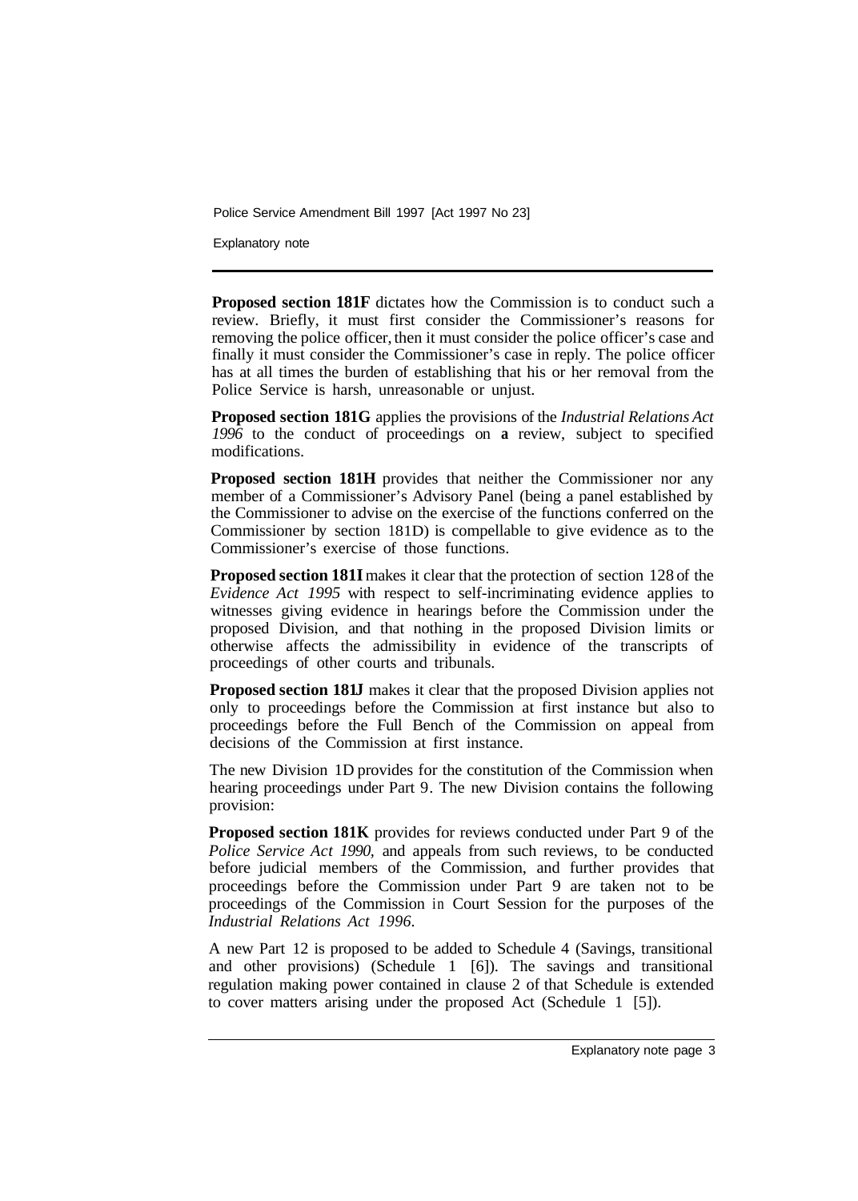**Proposed section 181F** dictates how the Commission is to conduct such a review. Briefly, it must first consider the Commissioner's reasons for removing the police officer, then it must consider the police officer's case and finally it must consider the Commissioner's case in reply. The police officer has at all times the burden of establishing that his or her removal from the Police Service is harsh, unreasonable or unjust.

**Proposed section 181G** applies the provisions of the *Industrial Relations Act 1996* to the conduct of proceedings on **a** review, subject to specified modifications.

**Proposed section 181H** provides that neither the Commissioner nor any member of a Commissioner's Advisory Panel (being a panel established by the Commissioner to advise on the exercise of the functions conferred on the Commissioner by section 181D) is compellable to give evidence as to the Commissioner's exercise of those functions.

**Proposed section 181I** makes it clear that the protection of section 128 of the *Evidence Act 1995* with respect to self-incriminating evidence applies to witnesses giving evidence in hearings before the Commission under the proposed Division, and that nothing in the proposed Division limits or otherwise affects the admissibility in evidence of the transcripts of proceedings of other courts and tribunals.

**Proposed section 181J** makes it clear that the proposed Division applies not only to proceedings before the Commission at first instance but also to proceedings before the Full Bench of the Commission on appeal from decisions of the Commission at first instance.

The new Division 1D provides for the constitution of the Commission when hearing proceedings under Part 9. The new Division contains the following provision:

**Proposed section 181K** provides for reviews conducted under Part 9 of the *Police Service Act 1990*, and appeals from such reviews, to be conducted before judicial members of the Commission, and further provides that proceedings before the Commission under Part 9 are taken not to be proceedings of the Commission in Court Session for the purposes of the *Industrial Relations Act 1996*.

A new Part 12 is proposed to be added to Schedule 4 (Savings, transitional and other provisions) (Schedule 1 [6]). The savings and transitional regulation making power contained in clause 2 of that Schedule is extended to cover matters arising under the proposed Act (Schedule 1 [5]).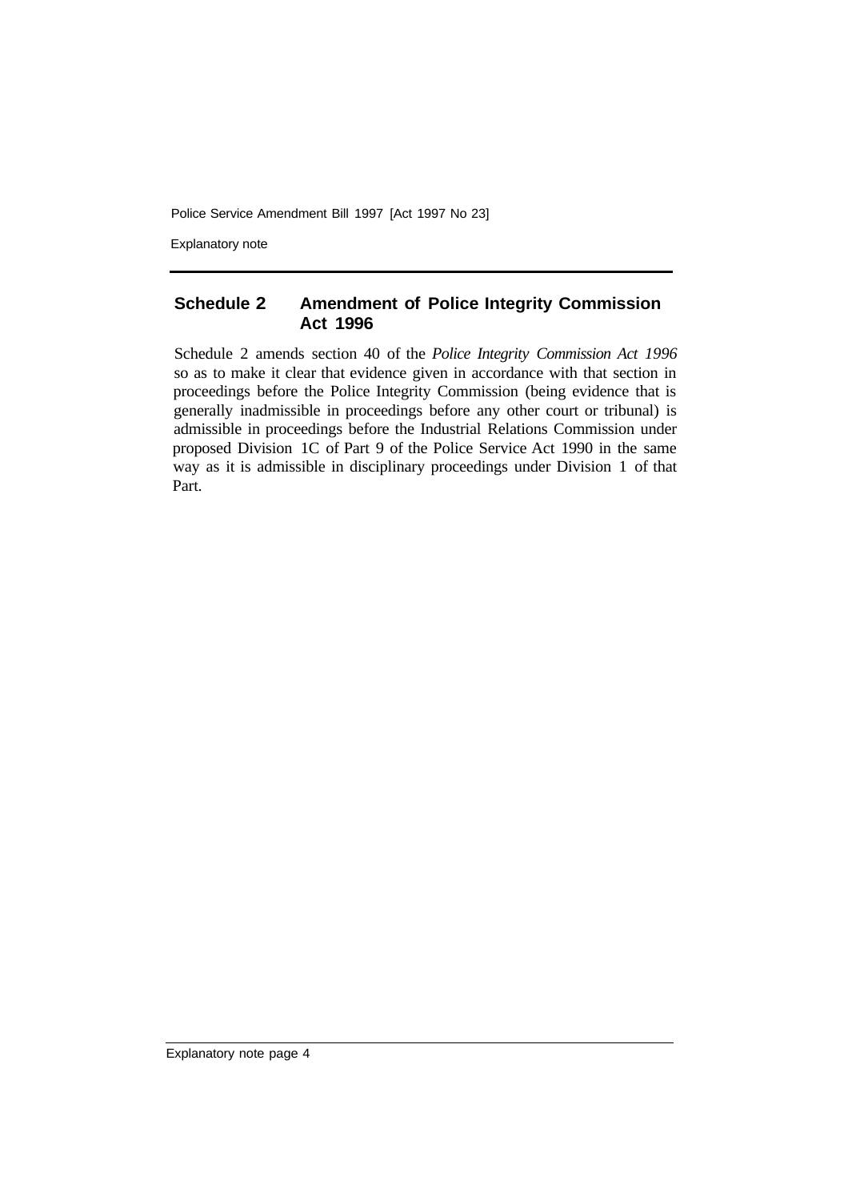## Schedule 2 Amendment of Police Integrity Commission Act 1996

Schedule 2 amends section 40 of the *Police Integrity Commission Act 1996* so as to make it clear that evidence given in accordance with that section in proceedings before the Police Integrity Commission (being evidence that is generally inadmissible in proceedings before any other court or tribunal) is admissible in proceedings before the Industrial Relations Commission under proposed Division 1C of Part 9 of the Police Service Act 1990 in the same way as it is admissible in disciplinary proceedings under Division 1 of that Part.